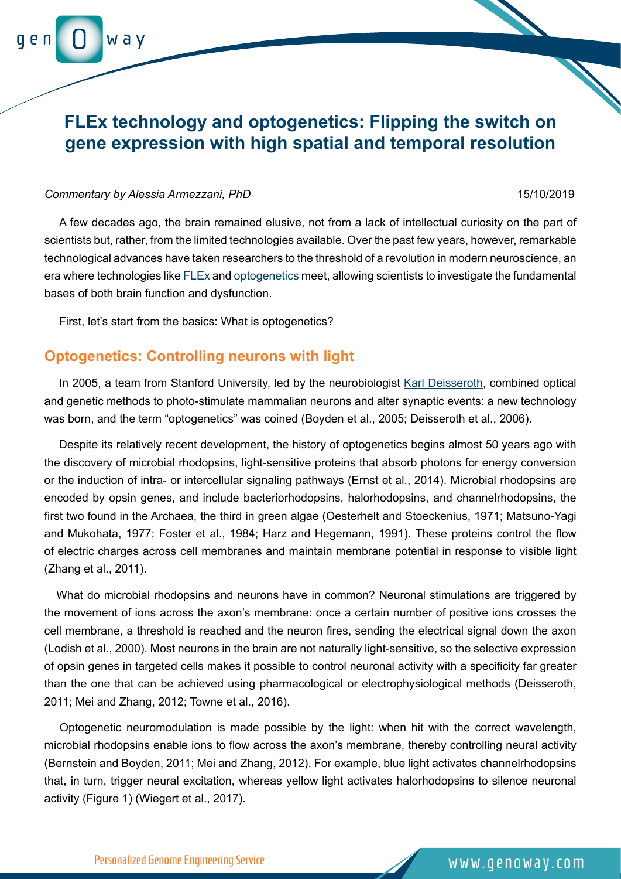# FLEx technology and optogenetics: Flipping the switch on gene expression with high spatial and temporal resolution

*Commentary by Alessia Armezzani, PhD* 15/10/2019

A few decades ago, the brain remained elusive, not from a lack of intellectual curiosity on the part of scientists but, rather, from the limited technologies available. Over the past few years, however, remarkable technological advances have taken researchers to the threshold of a revolution in modern neuroscience, an era where technologies like FLEx and optogenetics meet, allowing scientists to investigate the fundamental bases of both brain function and dysfunction.

First, let's start from the basics: What is optogenetics?

## Optogenetics: Controlling neurons with light

In 2005, a team from Stanford University, led by the neurobiologist Karl Deisseroth, combined optical and genetic methods to photo-stimulate mammalian neurons and alter synaptic events: a new technology was born, and the term "optogenetics" was coined (Boyden et al., 2005; Deisseroth et al., 2006).

Despite its relatively recent development, the history of optogenetics begins almost 50 years ago with the discovery of microbial rhodopsins, light-sensitive proteins that absorb photons for energy conversion or the induction of intra- or intercellular signaling pathways (Ernst et al., 2014). Microbial rhodopsins are encoded by opsin genes, and include bacteriorhodopsins, halorhodopsins, and channelrhodopsins, the first two found in the Archaea, the third in green algae (Oesterhelt and Stoeckenius, 1971; Matsuno-Yagi and Mukohata, 1977; Foster et al., 1984; Harz and Hegemann, 1991). These proteins control the flow of electric charges across cell membranes and maintain membrane potential in response to visible light (Zhang et al., 2011).

What do microbial rhodopsins and neurons have in common? Neuronal stimulations are triggered by the movement of ions across the axon's membrane: once a certain number of positive ions crosses the cell membrane, a threshold is reached and the neuron fires, sending the electrical signal down the axon (Lodish et al., 2000). Most neurons in the brain are not naturally light-sensitive, so the selective expression of opsin genes in targeted cells makes it possible to control neuronal activity with a specificity far greater than the one that can be achieved using pharmacological or electrophysiological methods (Deisseroth, 2011; Mei and Zhang, 2012; Towne et al., 2016).

Optogenetic neuromodulation is made possible by the light: when hit with the correct wavelength, microbial rhodopsins enable ions to flow across the axon's membrane, thereby controlling neural activity (Bernstein and Boyden, 2011; Mei and Zhang, 2012). For example, blue light activates channelrhodopsins that, in turn, trigger neural excitation, whereas yellow light activates halorhodopsins to silence neuronal activity (Figure 1) (Wiegert et al., 2017).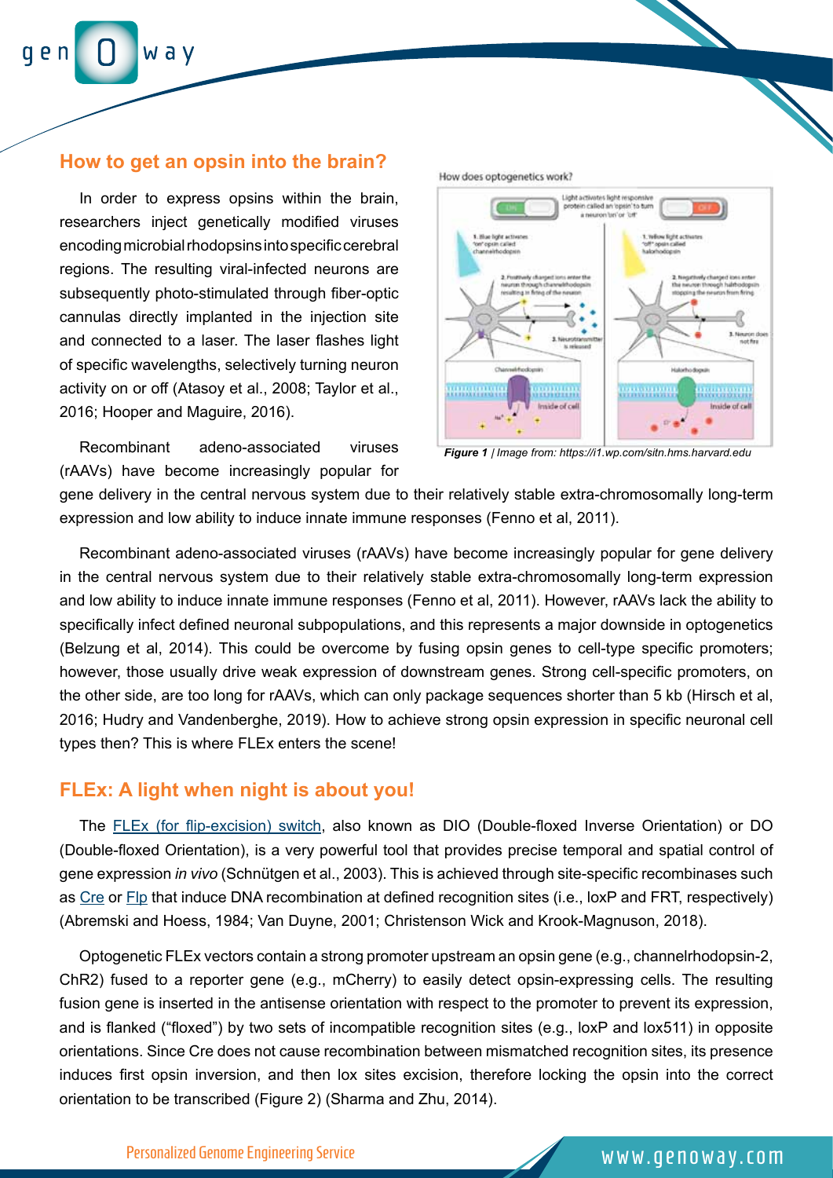## How to get an opsin into the brain?

In order to express opsins within the brain, researchers inject genetically modified viruses encoding microbial rhodopsins into specific cerebral regions. The resulting viral-infected neurons are subsequently photo-stimulated through fiber-optic cannulas directly implanted in the injection site and connected to a laser. The laser flashes light of specific wavelengths, selectively turning neuron activity on or off (Atasoy et al., 2008; Taylor et al., 2016; Hooper and Maguire, 2016).

Recombinant adeno-associated viruses (rAAVs) have become increasingly popular for gene delivery in the central nervous system due to their relatively stable extra-chromosomally long-term expression and low ability to induce innate immune responses (Fenno et al, 2011).

***Figure 1*** *| Image from: https://i1.wp.com/sitn.hms.harvard.edu*

Recombinant adeno-associated viruses (rAAVs) have become increasingly popular for gene delivery in the central nervous system due to their relatively stable extra-chromosomally long-term expression and low ability to induce innate immune responses (Fenno et al, 2011). However, rAAVs lack the ability to specifically infect defined neuronal subpopulations, and this represents a major downside in optogenetics (Belzung et al, 2014). This could be overcome by fusing opsin genes to cell-type specific promoters; however, those usually drive weak expression of downstream genes. Strong cell-specific promoters, on the other side, are too long for rAAVs, which can only package sequences shorter than 5 kb (Hirsch et al, 2016; Hudry and Vandenberghe, 2019). How to achieve strong opsin expression in specific neuronal cell types then? This is where FLEx enters the scene!

## FLEx: A light when night is about you!

The FLEx (for flip-excision) switch, also known as DIO (Double-floxed Inverse Orientation) or DO (Double-floxed Orientation), is a very powerful tool that provides precise temporal and spatial control of gene expression *in vivo* (Schnütgen et al., 2003). This is achieved through site-specific recombinases such as Cre or Flp that induce DNA recombination at defined recognition sites (i.e., loxP and FRT, respectively) (Abremski and Hoess, 1984; Van Duyne, 2001; Christenson Wick and Krook-Magnuson, 2018).

Optogenetic FLEx vectors contain a strong promoter upstream an opsin gene (e.g., channelrhodopsin-2, ChR2) fused to a reporter gene (e.g., mCherry) to easily detect opsin-expressing cells. The resulting fusion gene is inserted in the antisense orientation with respect to the promoter to prevent its expression, and is flanked ("floxed") by two sets of incompatible recognition sites (e.g., loxP and lox511) in opposite orientations. Since Cre does not cause recombination between mismatched recognition sites, its presence induces first opsin inversion, and then lox sites excision, therefore locking the opsin into the correct orientation to be transcribed (Figure 2) (Sharma and Zhu, 2014).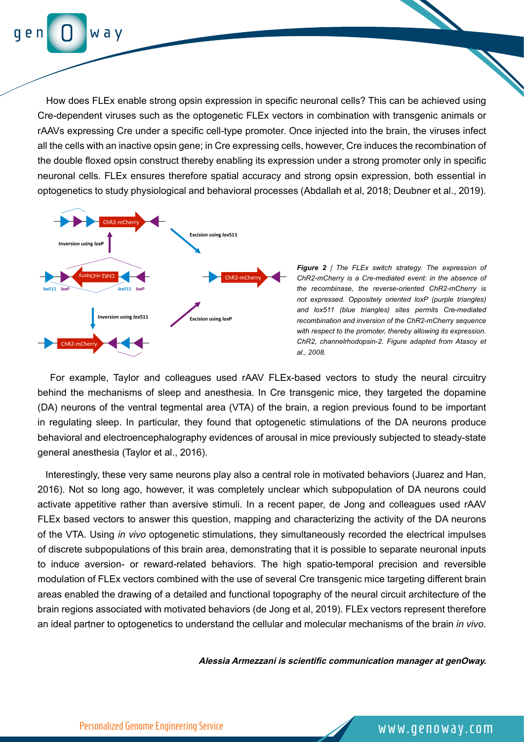How does FLEx enable strong opsin expression in specific neuronal cells? This can be achieved using Cre-dependent viruses such as the optogenetic FLEx vectors in combination with transgenic animals or rAAVs expressing Cre under a specific cell-type promoter. Once injected into the brain, the viruses infect all the cells with an inactive opsin gene; in Cre expressing cells, however, Cre induces the recombination of the double floxed opsin construct thereby enabling its expression under a strong promoter only in specific neuronal cells. FLEx ensures therefore spatial accuracy and strong opsin expression, both essential in optogenetics to study physiological and behavioral processes (Abdallah et al, 2018; Deubner et al., 2019).

*__Figure 2__ | The FLEx switch strategy. The expression of ChR2-mCherry is a Cre-mediated event: in the absence of the recombinase, the reverse-oriented ChR2-mCherry is not expressed. Oppositely oriented loxP (purple triangles) and lox511 (blue triangles) sites permits Cre-mediated recombination and inversion of the ChR2-mCherry sequence with respect to the promoter, thereby allowing its expression. ChR2, channelrhodopsin-2. Figure adapted from Atasoy et al., 2008.*

For example, Taylor and colleagues used rAAV FLEx-based vectors to study the neural circuitry behind the mechanisms of sleep and anesthesia. In Cre transgenic mice, they targeted the dopamine (DA) neurons of the ventral tegmental area (VTA) of the brain, a region previous found to be important in regulating sleep. In particular, they found that optogenetic stimulations of the DA neurons produce behavioral and electroencephalography evidences of arousal in mice previously subjected to steady-state general anesthesia (Taylor et al., 2016).

Interestingly, these very same neurons play also a central role in motivated behaviors (Juarez and Han, 2016). Not so long ago, however, it was completely unclear which subpopulation of DA neurons could activate appetitive rather than aversive stimuli. In a recent paper, de Jong and colleagues used rAAV FLEx based vectors to answer this question, mapping and characterizing the activity of the DA neurons of the VTA. Using *in vivo* optogenetic stimulations, they simultaneously recorded the electrical impulses of discrete subpopulations of this brain area, demonstrating that it is possible to separate neuronal inputs to induce aversion- or reward-related behaviors. The high spatio-temporal precision and reversible modulation of FLEx vectors combined with the use of several Cre transgenic mice targeting different brain areas enabled the drawing of a detailed and functional topography of the neural circuit architecture of the brain regions associated with motivated behaviors (de Jong et al, 2019). FLEx vectors represent therefore an ideal partner to optogenetics to understand the cellular and molecular mechanisms of the brain *in vivo*.

***Alessia Armezzani is scientific communication manager at genOway.***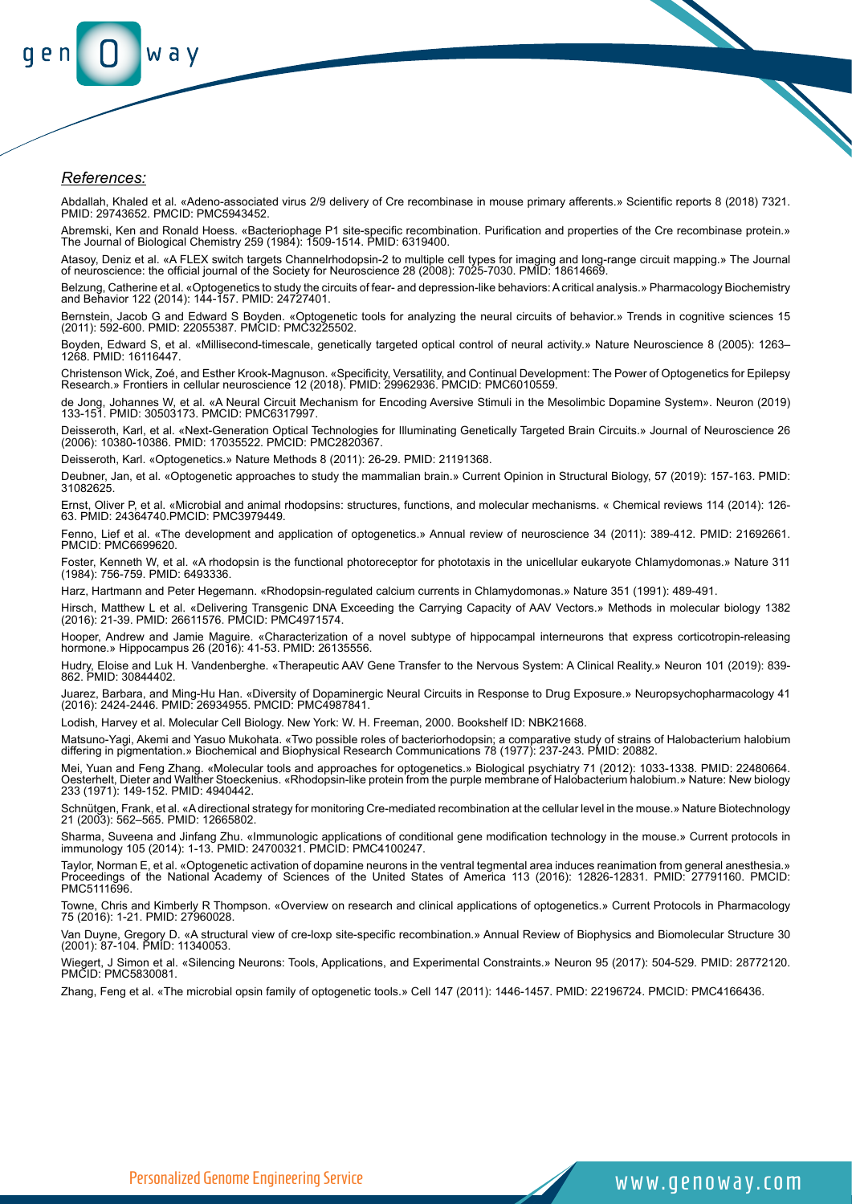*References:*

Abdallah, Khaled et al. «Adeno-associated virus 2/9 delivery of Cre recombinase in mouse primary afferents.» Scientific reports 8 (2018) 7321. PMID: 29743652. PMCID: PMC5943452.

Abremski, Ken and Ronald Hoess. «Bacteriophage P1 site-specific recombination. Purification and properties of the Cre recombinase protein.» The Journal of Biological Chemistry 259 (1984): 1509-1514. PMID: 6319400.

Atasoy, Deniz et al. «A FLEX switch targets Channelrhodopsin-2 to multiple cell types for imaging and long-range circuit mapping.» The Journal of neuroscience: the official journal of the Society for Neuroscience 28 (2008): 7025-7030. PMID: 18614669.

Belzung, Catherine et al. «Optogenetics to study the circuits of fear- and depression-like behaviors: A critical analysis.» Pharmacology Biochemistry and Behavior 122 (2014): 144-157. PMID: 24727401.

Bernstein, Jacob G and Edward S Boyden. «Optogenetic tools for analyzing the neural circuits of behavior.» Trends in cognitive sciences 15 (2011): 592-600. PMID: 22055387. PMCID: PMC3225502.

Boyden, Edward S, et al. «Millisecond-timescale, genetically targeted optical control of neural activity.» Nature Neuroscience 8 (2005): 1263–1268. PMID: 16116447.

Christenson Wick, Zoé, and Esther Krook-Magnuson. «Specificity, Versatility, and Continual Development: The Power of Optogenetics for Epilepsy Research.» Frontiers in cellular neuroscience 12 (2018). PMID: 29962936. PMCID: PMC6010559.

de Jong, Johannes W, et al. «A Neural Circuit Mechanism for Encoding Aversive Stimuli in the Mesolimbic Dopamine System». Neuron (2019) 133-151. PMID: 30503173. PMCID: PMC6317997.

Deisseroth, Karl, et al. «Next-Generation Optical Technologies for Illuminating Genetically Targeted Brain Circuits.» Journal of Neuroscience 26 (2006): 10380-10386. PMID: 17035522. PMCID: PMC2820367.

Deisseroth, Karl. «Optogenetics.» Nature Methods 8 (2011): 26-29. PMID: 21191368.

Deubner, Jan, et al. «Optogenetic approaches to study the mammalian brain.» Current Opinion in Structural Biology, 57 (2019): 157-163. PMID: 31082625.

Ernst, Oliver P, et al. «Microbial and animal rhodopsins: structures, functions, and molecular mechanisms. « Chemical reviews 114 (2014): 126-63. PMID: 24364740.PMCID: PMC3979449.

Fenno, Lief et al. «The development and application of optogenetics.» Annual review of neuroscience 34 (2011): 389-412. PMID: 21692661. PMCID: PMC6699620.

Foster, Kenneth W, et al. «A rhodopsin is the functional photoreceptor for phototaxis in the unicellular eukaryote Chlamydomonas.» Nature 311 (1984): 756-759. PMID: 6493336.

Harz, Hartmann and Peter Hegemann. «Rhodopsin-regulated calcium currents in Chlamydomonas.» Nature 351 (1991): 489-491.

Hirsch, Matthew L et al. «Delivering Transgenic DNA Exceeding the Carrying Capacity of AAV Vectors.» Methods in molecular biology 1382 (2016): 21-39. PMID: 26611576. PMCID: PMC4971574.

Hooper, Andrew and Jamie Maguire. «Characterization of a novel subtype of hippocampal interneurons that express corticotropin-releasing hormone.» Hippocampus 26 (2016): 41-53. PMID: 26135556.

Hudry, Eloise and Luk H. Vandenberghe. «Therapeutic AAV Gene Transfer to the Nervous System: A Clinical Reality.» Neuron 101 (2019): 839-862. PMID: 30844402.

Juarez, Barbara, and Ming-Hu Han. «Diversity of Dopaminergic Neural Circuits in Response to Drug Exposure.» Neuropsychopharmacology 41 (2016): 2424-2446. PMID: 26934955. PMCID: PMC4987841.

Lodish, Harvey et al. Molecular Cell Biology. New York: W. H. Freeman, 2000. Bookshelf ID: NBK21668.

Matsuno-Yagi, Akemi and Yasuo Mukohata. «Two possible roles of bacteriorhodopsin; a comparative study of strains of Halobacterium halobium differing in pigmentation.» Biochemical and Biophysical Research Communications 78 (1977): 237-243. PMID: 20882.

Mei, Yuan and Feng Zhang. «Molecular tools and approaches for optogenetics.» Biological psychiatry 71 (2012): 1033-1338. PMID: 22480664.

Oesterhelt, Dieter and Walther Stoeckenius. «Rhodopsin-like protein from the purple membrane of Halobacterium halobium.» Nature: New biology 233 (1971): 149-152. PMID: 4940442.

Schnütgen, Frank, et al. «A directional strategy for monitoring Cre-mediated recombination at the cellular level in the mouse.» Nature Biotechnology 21 (2003): 562–565. PMID: 12665802.

Sharma, Suveena and Jinfang Zhu. «Immunologic applications of conditional gene modification technology in the mouse.» Current protocols in immunology 105 (2014): 1-13. PMID: 24700321. PMCID: PMC4100247.

Taylor, Norman E, et al. «Optogenetic activation of dopamine neurons in the ventral tegmental area induces reanimation from general anesthesia.» Proceedings of the National Academy of Sciences of the United States of America 113 (2016): 12826-12831. PMID: 27791160. PMCID: PMC5111696.

Towne, Chris and Kimberly R Thompson. «Overview on research and clinical applications of optogenetics.» Current Protocols in Pharmacology 75 (2016): 1-21. PMID: 27960028.

Van Duyne, Gregory D. «A structural view of cre-loxp site-specific recombination.» Annual Review of Biophysics and Biomolecular Structure 30 (2001): 87-104. PMID: 11340053.

Wiegert, J Simon et al. «Silencing Neurons: Tools, Applications, and Experimental Constraints.» Neuron 95 (2017): 504-529. PMID: 28772120. PMCID: PMC5830081.

Zhang, Feng et al. «The microbial opsin family of optogenetic tools.» Cell 147 (2011): 1446-1457. PMID: 22196724. PMCID: PMC4166436.